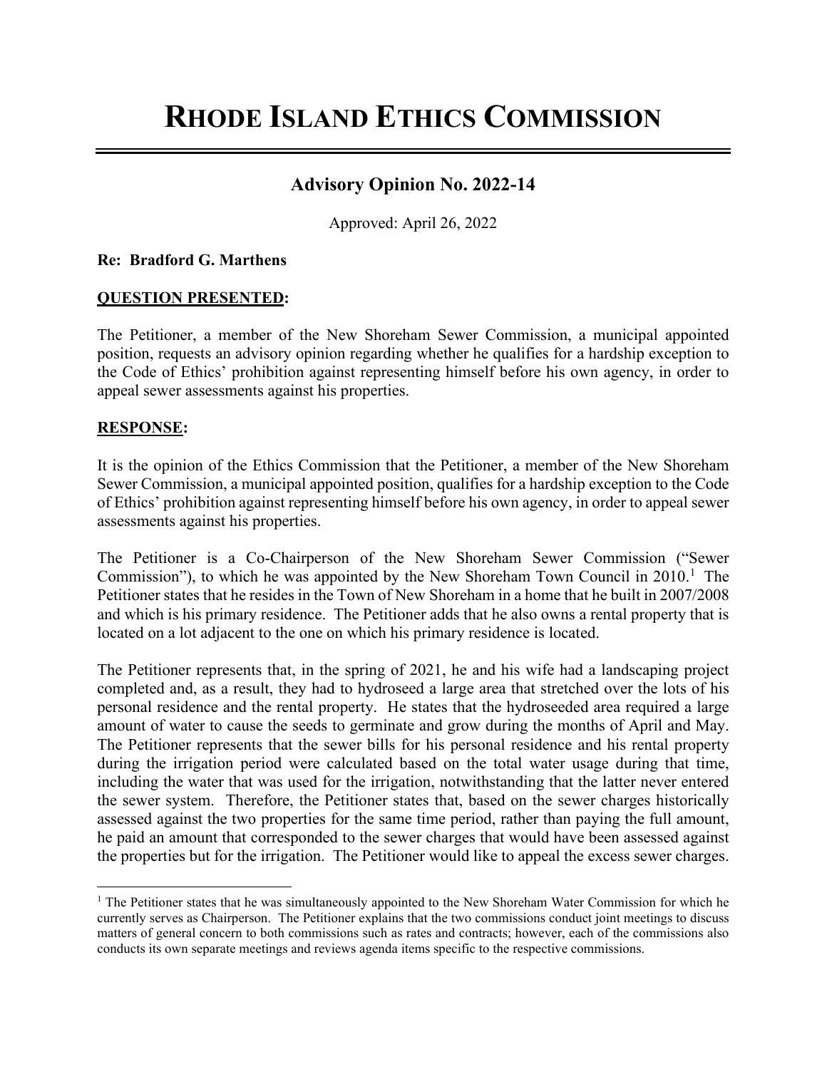# RHODE ISLAND ETHICS COMMISSION

## Advisory Opinion No. 2022-14

Approved: April 26, 2022

**Re: Bradford G. Marthens**

**QUESTION PRESENTED:**

The Petitioner, a member of the New Shoreham Sewer Commission, a municipal appointed position, requests an advisory opinion regarding whether he qualifies for a hardship exception to the Code of Ethics' prohibition against representing himself before his own agency, in order to appeal sewer assessments against his properties.

**RESPONSE:**

It is the opinion of the Ethics Commission that the Petitioner, a member of the New Shoreham Sewer Commission, a municipal appointed position, qualifies for a hardship exception to the Code of Ethics' prohibition against representing himself before his own agency, in order to appeal sewer assessments against his properties.

The Petitioner is a Co-Chairperson of the New Shoreham Sewer Commission ("Sewer Commission"), to which he was appointed by the New Shoreham Town Council in 2010.[1] The Petitioner states that he resides in the Town of New Shoreham in a home that he built in 2007/2008 and which is his primary residence. The Petitioner adds that he also owns a rental property that is located on a lot adjacent to the one on which his primary residence is located.

The Petitioner represents that, in the spring of 2021, he and his wife had a landscaping project completed and, as a result, they had to hydroseed a large area that stretched over the lots of his personal residence and the rental property. He states that the hydroseeded area required a large amount of water to cause the seeds to germinate and grow during the months of April and May. The Petitioner represents that the sewer bills for his personal residence and his rental property during the irrigation period were calculated based on the total water usage during that time, including the water that was used for the irrigation, notwithstanding that the latter never entered the sewer system. Therefore, the Petitioner states that, based on the sewer charges historically assessed against the two properties for the same time period, rather than paying the full amount, he paid an amount that corresponded to the sewer charges that would have been assessed against the properties but for the irrigation. The Petitioner would like to appeal the excess sewer charges.

[1] The Petitioner states that he was simultaneously appointed to the New Shoreham Water Commission for which he currently serves as Chairperson. The Petitioner explains that the two commissions conduct joint meetings to discuss matters of general concern to both commissions such as rates and contracts; however, each of the commissions also conducts its own separate meetings and reviews agenda items specific to the respective commissions.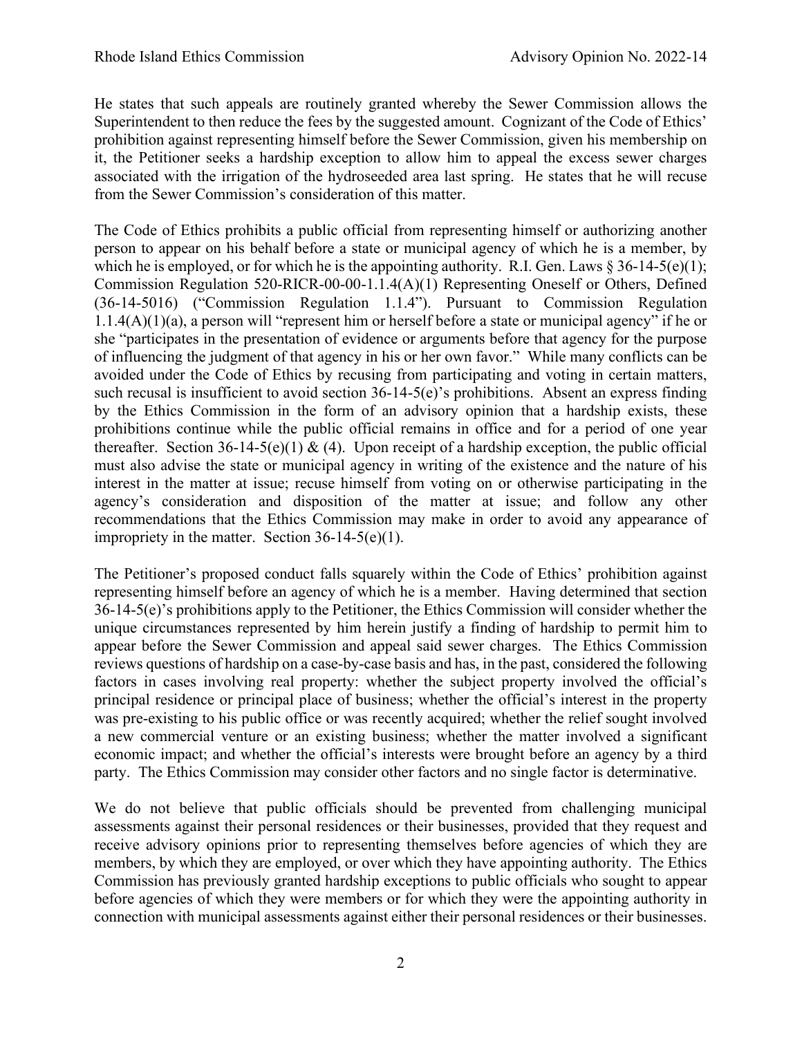He states that such appeals are routinely granted whereby the Sewer Commission allows the Superintendent to then reduce the fees by the suggested amount. Cognizant of the Code of Ethics' prohibition against representing himself before the Sewer Commission, given his membership on it, the Petitioner seeks a hardship exception to allow him to appeal the excess sewer charges associated with the irrigation of the hydroseeded area last spring. He states that he will recuse from the Sewer Commission's consideration of this matter.

The Code of Ethics prohibits a public official from representing himself or authorizing another person to appear on his behalf before a state or municipal agency of which he is a member, by which he is employed, or for which he is the appointing authority. R.I. Gen. Laws § 36-14-5(e)(1); Commission Regulation 520-RICR-00-00-1.1.4(A)(1) Representing Oneself or Others, Defined (36-14-5016) ("Commission Regulation 1.1.4"). Pursuant to Commission Regulation 1.1.4(A)(1)(a), a person will "represent him or herself before a state or municipal agency" if he or she "participates in the presentation of evidence or arguments before that agency for the purpose of influencing the judgment of that agency in his or her own favor." While many conflicts can be avoided under the Code of Ethics by recusing from participating and voting in certain matters, such recusal is insufficient to avoid section 36-14-5(e)'s prohibitions. Absent an express finding by the Ethics Commission in the form of an advisory opinion that a hardship exists, these prohibitions continue while the public official remains in office and for a period of one year thereafter. Section 36-14-5(e)(1) & (4). Upon receipt of a hardship exception, the public official must also advise the state or municipal agency in writing of the existence and the nature of his interest in the matter at issue; recuse himself from voting on or otherwise participating in the agency's consideration and disposition of the matter at issue; and follow any other recommendations that the Ethics Commission may make in order to avoid any appearance of impropriety in the matter. Section 36-14-5(e)(1).

The Petitioner's proposed conduct falls squarely within the Code of Ethics' prohibition against representing himself before an agency of which he is a member. Having determined that section 36-14-5(e)'s prohibitions apply to the Petitioner, the Ethics Commission will consider whether the unique circumstances represented by him herein justify a finding of hardship to permit him to appear before the Sewer Commission and appeal said sewer charges. The Ethics Commission reviews questions of hardship on a case-by-case basis and has, in the past, considered the following factors in cases involving real property: whether the subject property involved the official's principal residence or principal place of business; whether the official's interest in the property was pre-existing to his public office or was recently acquired; whether the relief sought involved a new commercial venture or an existing business; whether the matter involved a significant economic impact; and whether the official's interests were brought before an agency by a third party. The Ethics Commission may consider other factors and no single factor is determinative.

We do not believe that public officials should be prevented from challenging municipal assessments against their personal residences or their businesses, provided that they request and receive advisory opinions prior to representing themselves before agencies of which they are members, by which they are employed, or over which they have appointing authority. The Ethics Commission has previously granted hardship exceptions to public officials who sought to appear before agencies of which they were members or for which they were the appointing authority in connection with municipal assessments against either their personal residences or their businesses.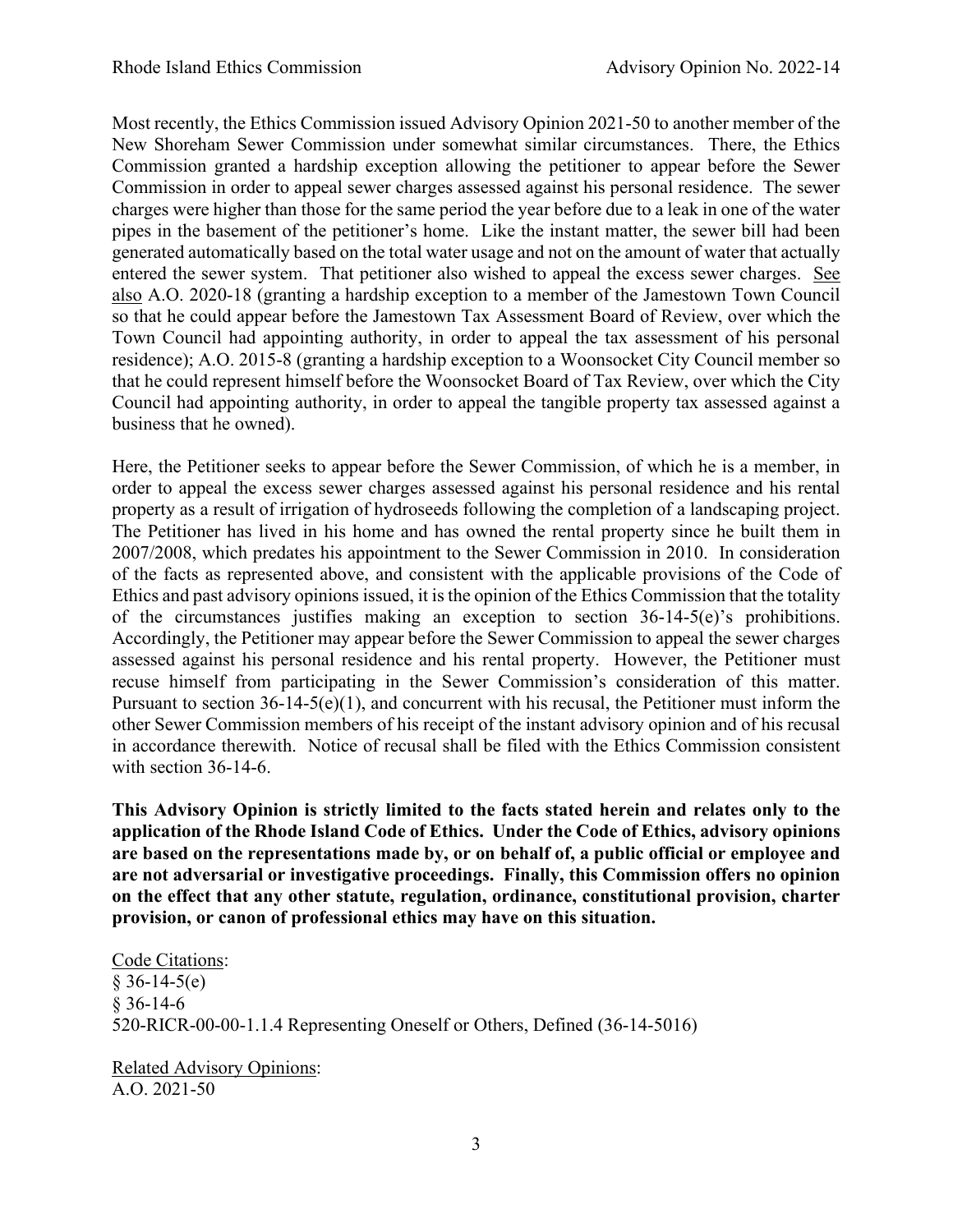Most recently, the Ethics Commission issued Advisory Opinion 2021-50 to another member of the New Shoreham Sewer Commission under somewhat similar circumstances. There, the Ethics Commission granted a hardship exception allowing the petitioner to appear before the Sewer Commission in order to appeal sewer charges assessed against his personal residence. The sewer charges were higher than those for the same period the year before due to a leak in one of the water pipes in the basement of the petitioner's home. Like the instant matter, the sewer bill had been generated automatically based on the total water usage and not on the amount of water that actually entered the sewer system. That petitioner also wished to appeal the excess sewer charges. See also A.O. 2020-18 (granting a hardship exception to a member of the Jamestown Town Council so that he could appear before the Jamestown Tax Assessment Board of Review, over which the Town Council had appointing authority, in order to appeal the tax assessment of his personal residence); A.O. 2015-8 (granting a hardship exception to a Woonsocket City Council member so that he could represent himself before the Woonsocket Board of Tax Review, over which the City Council had appointing authority, in order to appeal the tangible property tax assessed against a business that he owned).

Here, the Petitioner seeks to appear before the Sewer Commission, of which he is a member, in order to appeal the excess sewer charges assessed against his personal residence and his rental property as a result of irrigation of hydroseeds following the completion of a landscaping project. The Petitioner has lived in his home and has owned the rental property since he built them in 2007/2008, which predates his appointment to the Sewer Commission in 2010. In consideration of the facts as represented above, and consistent with the applicable provisions of the Code of Ethics and past advisory opinions issued, it is the opinion of the Ethics Commission that the totality of the circumstances justifies making an exception to section 36-14-5(e)'s prohibitions. Accordingly, the Petitioner may appear before the Sewer Commission to appeal the sewer charges assessed against his personal residence and his rental property. However, the Petitioner must recuse himself from participating in the Sewer Commission's consideration of this matter. Pursuant to section 36-14-5(e)(1), and concurrent with his recusal, the Petitioner must inform the other Sewer Commission members of his receipt of the instant advisory opinion and of his recusal in accordance therewith. Notice of recusal shall be filed with the Ethics Commission consistent with section 36-14-6.

**This Advisory Opinion is strictly limited to the facts stated herein and relates only to the application of the Rhode Island Code of Ethics. Under the Code of Ethics, advisory opinions are based on the representations made by, or on behalf of, a public official or employee and are not adversarial or investigative proceedings. Finally, this Commission offers no opinion on the effect that any other statute, regulation, ordinance, constitutional provision, charter provision, or canon of professional ethics may have on this situation.**

Code Citations:
§ 36-14-5(e)
§ 36-14-6
520-RICR-00-00-1.1.4 Representing Oneself or Others, Defined (36-14-5016)

Related Advisory Opinions:
A.O. 2021-50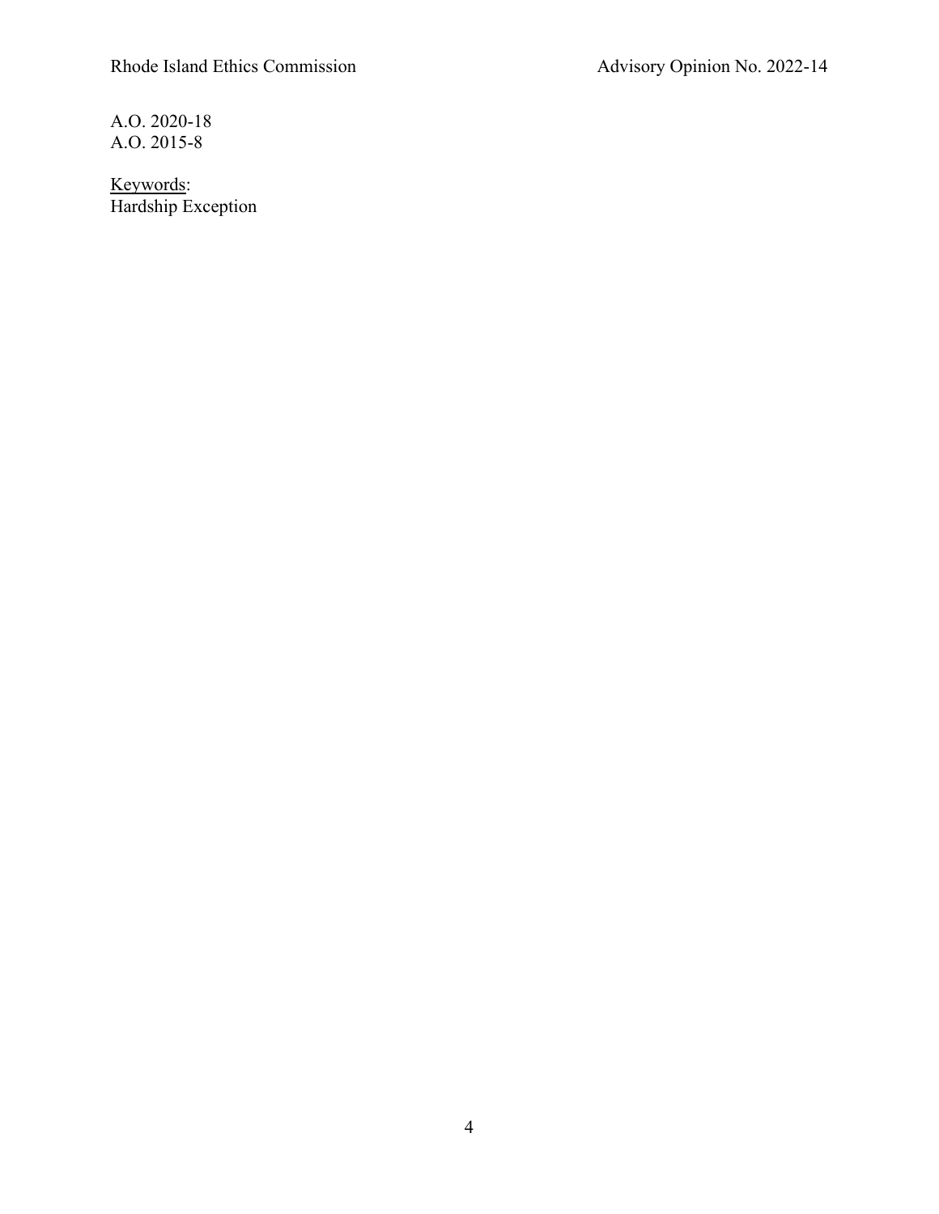A.O. 2020-18
A.O. 2015-8

Keywords:
Hardship Exception